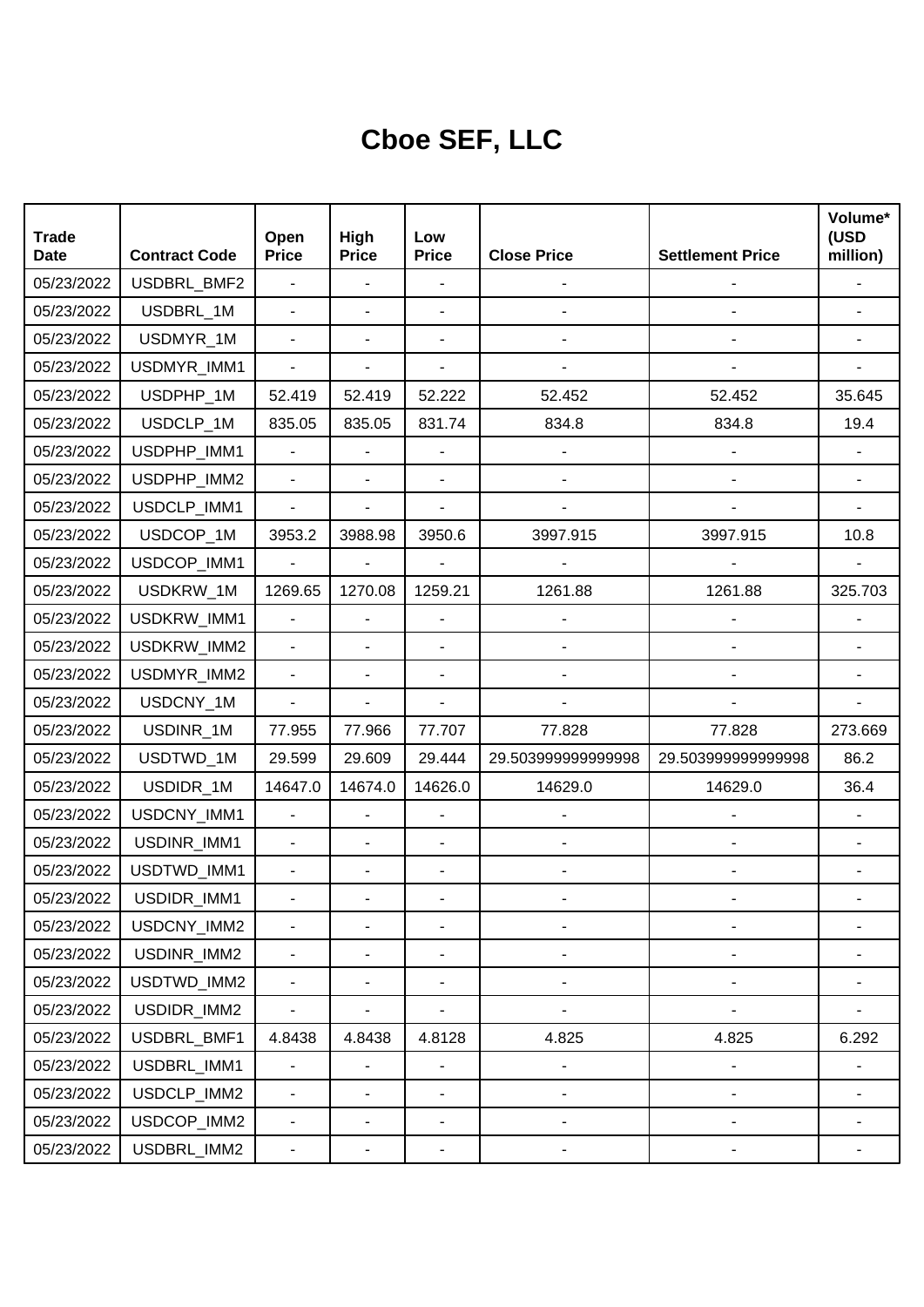# Cboe SEF, LLC

| Trade Date | Contract Code | Open Price | High Price | Low Price | Close Price | Settlement Price | Volume* (USD million) |
|---|---|---|---|---|---|---|---|
| 05/23/2022 | USDBRL_BMF2 | - | - | - | - | - | - |
| 05/23/2022 | USDBRL_1M | - | - | - | - | - | - |
| 05/23/2022 | USDMYR_1M | - | - | - | - | - | - |
| 05/23/2022 | USDMYR_IMM1 | - | - | - | - | - | - |
| 05/23/2022 | USDPHP_1M | 52.419 | 52.419 | 52.222 | 52.452 | 52.452 | 35.645 |
| 05/23/2022 | USDCLP_1M | 835.05 | 835.05 | 831.74 | 834.8 | 834.8 | 19.4 |
| 05/23/2022 | USDPHP_IMM1 | - | - | - | - | - | - |
| 05/23/2022 | USDPHP_IMM2 | - | - | - | - | - | - |
| 05/23/2022 | USDCLP_IMM1 | - | - | - | - | - | - |
| 05/23/2022 | USDCOP_1M | 3953.2 | 3988.98 | 3950.6 | 3997.915 | 3997.915 | 10.8 |
| 05/23/2022 | USDCOP_IMM1 | - | - | - | - | - | - |
| 05/23/2022 | USDKRW_1M | 1269.65 | 1270.08 | 1259.21 | 1261.88 | 1261.88 | 325.703 |
| 05/23/2022 | USDKRW_IMM1 | - | - | - | - | - | - |
| 05/23/2022 | USDKRW_IMM2 | - | - | - | - | - | - |
| 05/23/2022 | USDMYR_IMM2 | - | - | - | - | - | - |
| 05/23/2022 | USDCNY_1M | - | - | - | - | - | - |
| 05/23/2022 | USDINR_1M | 77.955 | 77.966 | 77.707 | 77.828 | 77.828 | 273.669 |
| 05/23/2022 | USDTWD_1M | 29.599 | 29.609 | 29.444 | 29.503999999999998 | 29.503999999999998 | 86.2 |
| 05/23/2022 | USDIDR_1M | 14647.0 | 14674.0 | 14626.0 | 14629.0 | 14629.0 | 36.4 |
| 05/23/2022 | USDCNY_IMM1 | - | - | - | - | - | - |
| 05/23/2022 | USDINR_IMM1 | - | - | - | - | - | - |
| 05/23/2022 | USDTWD_IMM1 | - | - | - | - | - | - |
| 05/23/2022 | USDIDR_IMM1 | - | - | - | - | - | - |
| 05/23/2022 | USDCNY_IMM2 | - | - | - | - | - | - |
| 05/23/2022 | USDINR_IMM2 | - | - | - | - | - | - |
| 05/23/2022 | USDTWD_IMM2 | - | - | - | - | - | - |
| 05/23/2022 | USDIDR_IMM2 | - | - | - | - | - | - |
| 05/23/2022 | USDBRL_BMF1 | 4.8438 | 4.8438 | 4.8128 | 4.825 | 4.825 | 6.292 |
| 05/23/2022 | USDBRL_IMM1 | - | - | - | - | - | - |
| 05/23/2022 | USDCLP_IMM2 | - | - | - | - | - | - |
| 05/23/2022 | USDCOP_IMM2 | - | - | - | - | - | - |
| 05/23/2022 | USDBRL_IMM2 | - | - | - | - | - | - |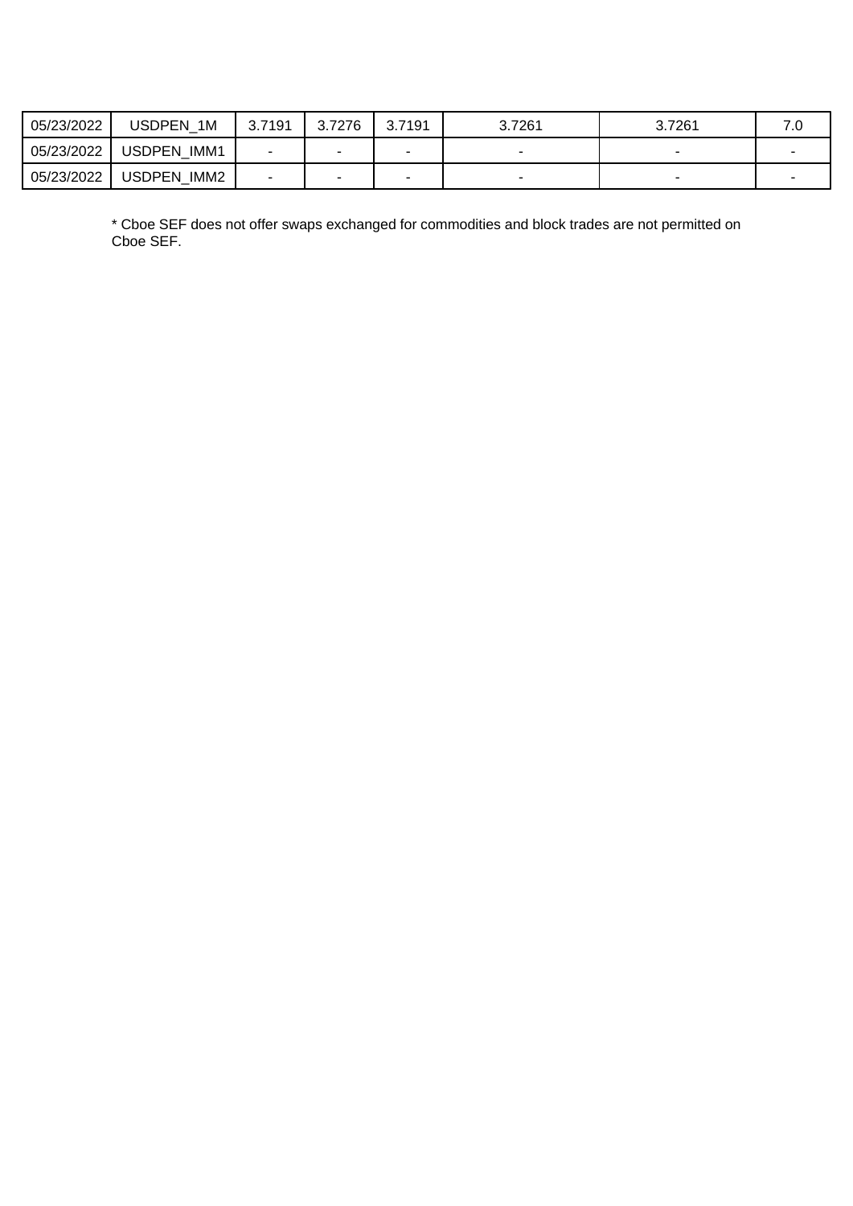| | | | | | | | |
|---|---|---|---|---|---|---|---|
| 05/23/2022 | USDPEN_1M | 3.7191 | 3.7276 | 3.7191 | 3.7261 | 3.7261 | 7.0 |
| 05/23/2022 | USDPEN_IMM1 | - | - | - | - | - | - |
| 05/23/2022 | USDPEN_IMM2 | - | - | - | - | - | - |

* Cboe SEF does not offer swaps exchanged for commodities and block trades are not permitted on Cboe SEF.